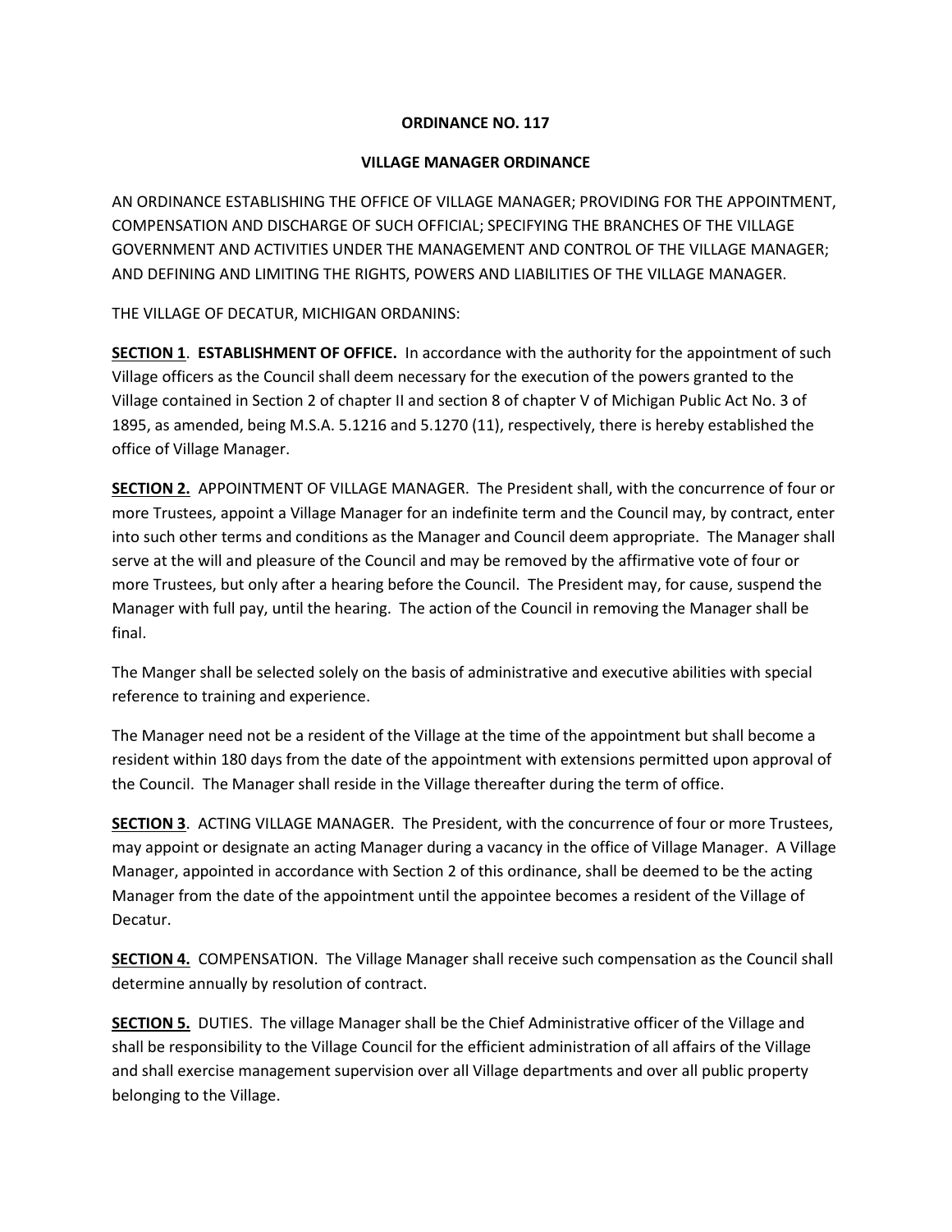**ORDINANCE NO. 117**

**VILLAGE MANAGER ORDINANCE**

AN ORDINANCE ESTABLISHING THE OFFICE OF VILLAGE MANAGER; PROVIDING FOR THE APPOINTMENT, COMPENSATION AND DISCHARGE OF SUCH OFFICIAL; SPECIFYING THE BRANCHES OF THE VILLAGE GOVERNMENT AND ACTIVITIES UNDER THE MANAGEMENT AND CONTROL OF THE VILLAGE MANAGER; AND DEFINING AND LIMITING THE RIGHTS, POWERS AND LIABILITIES OF THE VILLAGE MANAGER.

THE VILLAGE OF DECATUR, MICHIGAN ORDANINS:

**SECTION 1**. **ESTABLISHMENT OF OFFICE.** In accordance with the authority for the appointment of such Village officers as the Council shall deem necessary for the execution of the powers granted to the Village contained in Section 2 of chapter II and section 8 of chapter V of Michigan Public Act No. 3 of 1895, as amended, being M.S.A. 5.1216 and 5.1270 (11), respectively, there is hereby established the office of Village Manager.

**SECTION 2.** APPOINTMENT OF VILLAGE MANAGER. The President shall, with the concurrence of four or more Trustees, appoint a Village Manager for an indefinite term and the Council may, by contract, enter into such other terms and conditions as the Manager and Council deem appropriate. The Manager shall serve at the will and pleasure of the Council and may be removed by the affirmative vote of four or more Trustees, but only after a hearing before the Council. The President may, for cause, suspend the Manager with full pay, until the hearing. The action of the Council in removing the Manager shall be final.

The Manger shall be selected solely on the basis of administrative and executive abilities with special reference to training and experience.

The Manager need not be a resident of the Village at the time of the appointment but shall become a resident within 180 days from the date of the appointment with extensions permitted upon approval of the Council. The Manager shall reside in the Village thereafter during the term of office.

**SECTION 3**. ACTING VILLAGE MANAGER. The President, with the concurrence of four or more Trustees, may appoint or designate an acting Manager during a vacancy in the office of Village Manager. A Village Manager, appointed in accordance with Section 2 of this ordinance, shall be deemed to be the acting Manager from the date of the appointment until the appointee becomes a resident of the Village of Decatur.

**SECTION 4.** COMPENSATION. The Village Manager shall receive such compensation as the Council shall determine annually by resolution of contract.

**SECTION 5.** DUTIES. The village Manager shall be the Chief Administrative officer of the Village and shall be responsibility to the Village Council for the efficient administration of all affairs of the Village and shall exercise management supervision over all Village departments and over all public property belonging to the Village.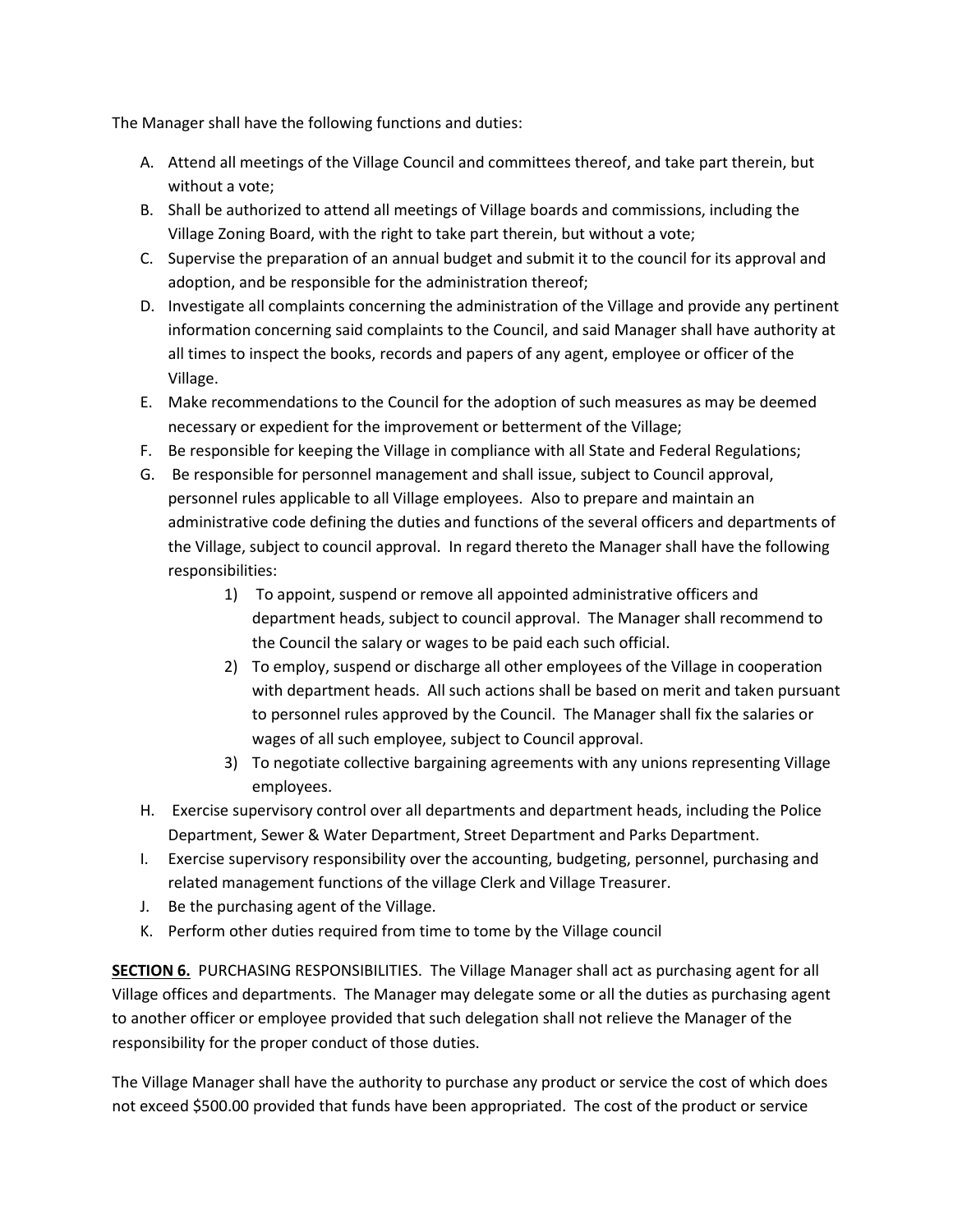The Manager shall have the following functions and duties:

A. Attend all meetings of the Village Council and committees thereof, and take part therein, but without a vote;
B. Shall be authorized to attend all meetings of Village boards and commissions, including the Village Zoning Board, with the right to take part therein, but without a vote;
C. Supervise the preparation of an annual budget and submit it to the council for its approval and adoption, and be responsible for the administration thereof;
D. Investigate all complaints concerning the administration of the Village and provide any pertinent information concerning said complaints to the Council, and said Manager shall have authority at all times to inspect the books, records and papers of any agent, employee or officer of the Village.
E. Make recommendations to the Council for the adoption of such measures as may be deemed necessary or expedient for the improvement or betterment of the Village;
F. Be responsible for keeping the Village in compliance with all State and Federal Regulations;
G. Be responsible for personnel management and shall issue, subject to Council approval, personnel rules applicable to all Village employees. Also to prepare and maintain an administrative code defining the duties and functions of the several officers and departments of the Village, subject to council approval. In regard thereto the Manager shall have the following responsibilities:
    1) To appoint, suspend or remove all appointed administrative officers and department heads, subject to council approval. The Manager shall recommend to the Council the salary or wages to be paid each such official.
    2) To employ, suspend or discharge all other employees of the Village in cooperation with department heads. All such actions shall be based on merit and taken pursuant to personnel rules approved by the Council. The Manager shall fix the salaries or wages of all such employee, subject to Council approval.
    3) To negotiate collective bargaining agreements with any unions representing Village employees.
H. Exercise supervisory control over all departments and department heads, including the Police Department, Sewer & Water Department, Street Department and Parks Department.
I. Exercise supervisory responsibility over the accounting, budgeting, personnel, purchasing and related management functions of the village Clerk and Village Treasurer.
J. Be the purchasing agent of the Village.
K. Perform other duties required from time to tome by the Village council

**SECTION 6.** PURCHASING RESPONSIBILITIES. The Village Manager shall act as purchasing agent for all Village offices and departments. The Manager may delegate some or all the duties as purchasing agent to another officer or employee provided that such delegation shall not relieve the Manager of the responsibility for the proper conduct of those duties.

The Village Manager shall have the authority to purchase any product or service the cost of which does not exceed $500.00 provided that funds have been appropriated. The cost of the product or service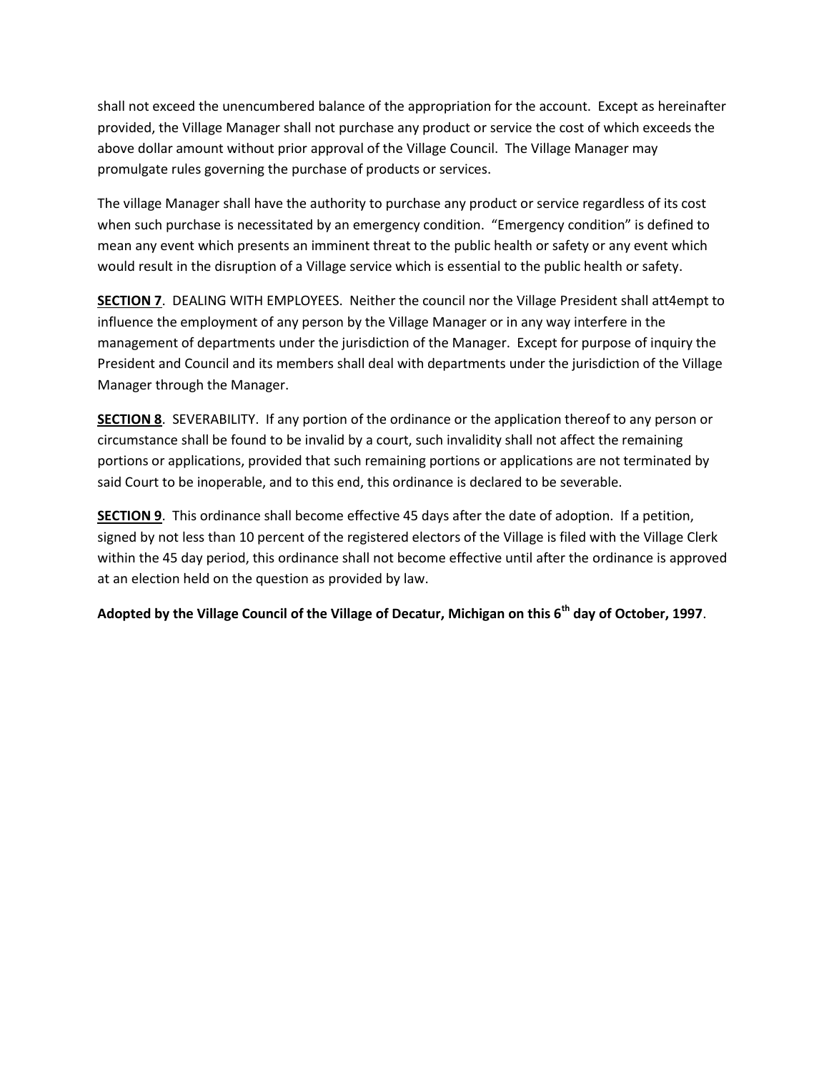shall not exceed the unencumbered balance of the appropriation for the account. Except as hereinafter provided, the Village Manager shall not purchase any product or service the cost of which exceeds the above dollar amount without prior approval of the Village Council. The Village Manager may promulgate rules governing the purchase of products or services.

The village Manager shall have the authority to purchase any product or service regardless of its cost when such purchase is necessitated by an emergency condition. "Emergency condition" is defined to mean any event which presents an imminent threat to the public health or safety or any event which would result in the disruption of a Village service which is essential to the public health or safety.

**SECTION 7**. DEALING WITH EMPLOYEES. Neither the council nor the Village President shall att4empt to influence the employment of any person by the Village Manager or in any way interfere in the management of departments under the jurisdiction of the Manager. Except for purpose of inquiry the President and Council and its members shall deal with departments under the jurisdiction of the Village Manager through the Manager.

**SECTION 8**. SEVERABILITY. If any portion of the ordinance or the application thereof to any person or circumstance shall be found to be invalid by a court, such invalidity shall not affect the remaining portions or applications, provided that such remaining portions or applications are not terminated by said Court to be inoperable, and to this end, this ordinance is declared to be severable.

**SECTION 9**. This ordinance shall become effective 45 days after the date of adoption. If a petition, signed by not less than 10 percent of the registered electors of the Village is filed with the Village Clerk within the 45 day period, this ordinance shall not become effective until after the ordinance is approved at an election held on the question as provided by law.

**Adopted by the Village Council of the Village of Decatur, Michigan on this 6th day of October, 1997**.